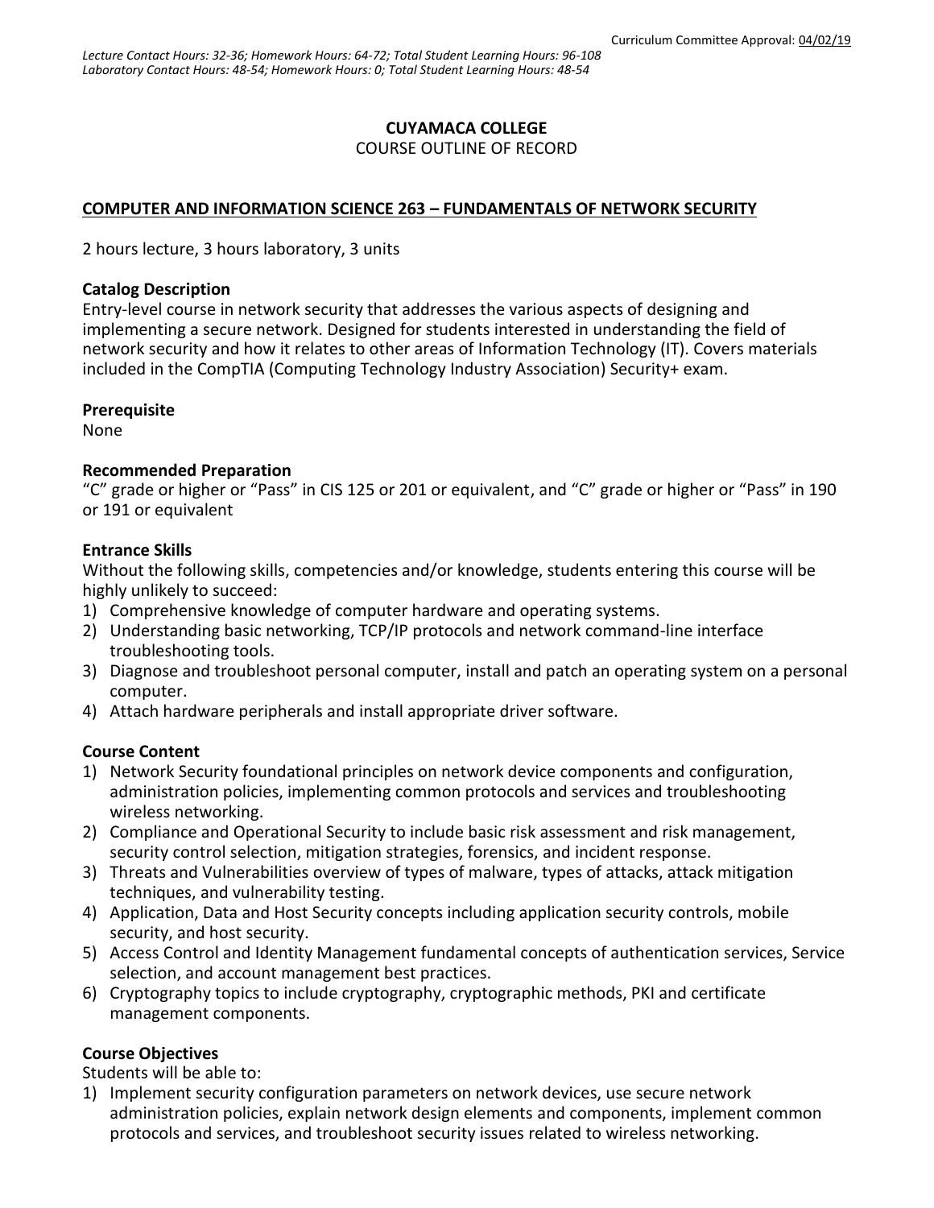Curriculum Committee Approval: 04/02/19

*Lecture Contact Hours: 32-36; Homework Hours: 64-72; Total Student Learning Hours: 96-108*
*Laboratory Contact Hours: 48-54; Homework Hours: 0; Total Student Learning Hours: 48-54*

**CUYAMACA COLLEGE**
COURSE OUTLINE OF RECORD

**COMPUTER AND INFORMATION SCIENCE 263 – FUNDAMENTALS OF NETWORK SECURITY**

2 hours lecture, 3 hours laboratory, 3 units

**Catalog Description**
Entry-level course in network security that addresses the various aspects of designing and implementing a secure network. Designed for students interested in understanding the field of network security and how it relates to other areas of Information Technology (IT). Covers materials included in the CompTIA (Computing Technology Industry Association) Security+ exam.

**Prerequisite**
None

**Recommended Preparation**
"C" grade or higher or "Pass" in CIS 125 or 201 or equivalent, and "C" grade or higher or "Pass" in 190 or 191 or equivalent

**Entrance Skills**
Without the following skills, competencies and/or knowledge, students entering this course will be highly unlikely to succeed:

1) Comprehensive knowledge of computer hardware and operating systems.
2) Understanding basic networking, TCP/IP protocols and network command-line interface troubleshooting tools.
3) Diagnose and troubleshoot personal computer, install and patch an operating system on a personal computer.
4) Attach hardware peripherals and install appropriate driver software.

**Course Content**

1) Network Security foundational principles on network device components and configuration, administration policies, implementing common protocols and services and troubleshooting wireless networking.
2) Compliance and Operational Security to include basic risk assessment and risk management, security control selection, mitigation strategies, forensics, and incident response.
3) Threats and Vulnerabilities overview of types of malware, types of attacks, attack mitigation techniques, and vulnerability testing.
4) Application, Data and Host Security concepts including application security controls, mobile security, and host security.
5) Access Control and Identity Management fundamental concepts of authentication services, Service selection, and account management best practices.
6) Cryptography topics to include cryptography, cryptographic methods, PKI and certificate management components.

**Course Objectives**
Students will be able to:

1) Implement security configuration parameters on network devices, use secure network administration policies, explain network design elements and components, implement common protocols and services, and troubleshoot security issues related to wireless networking.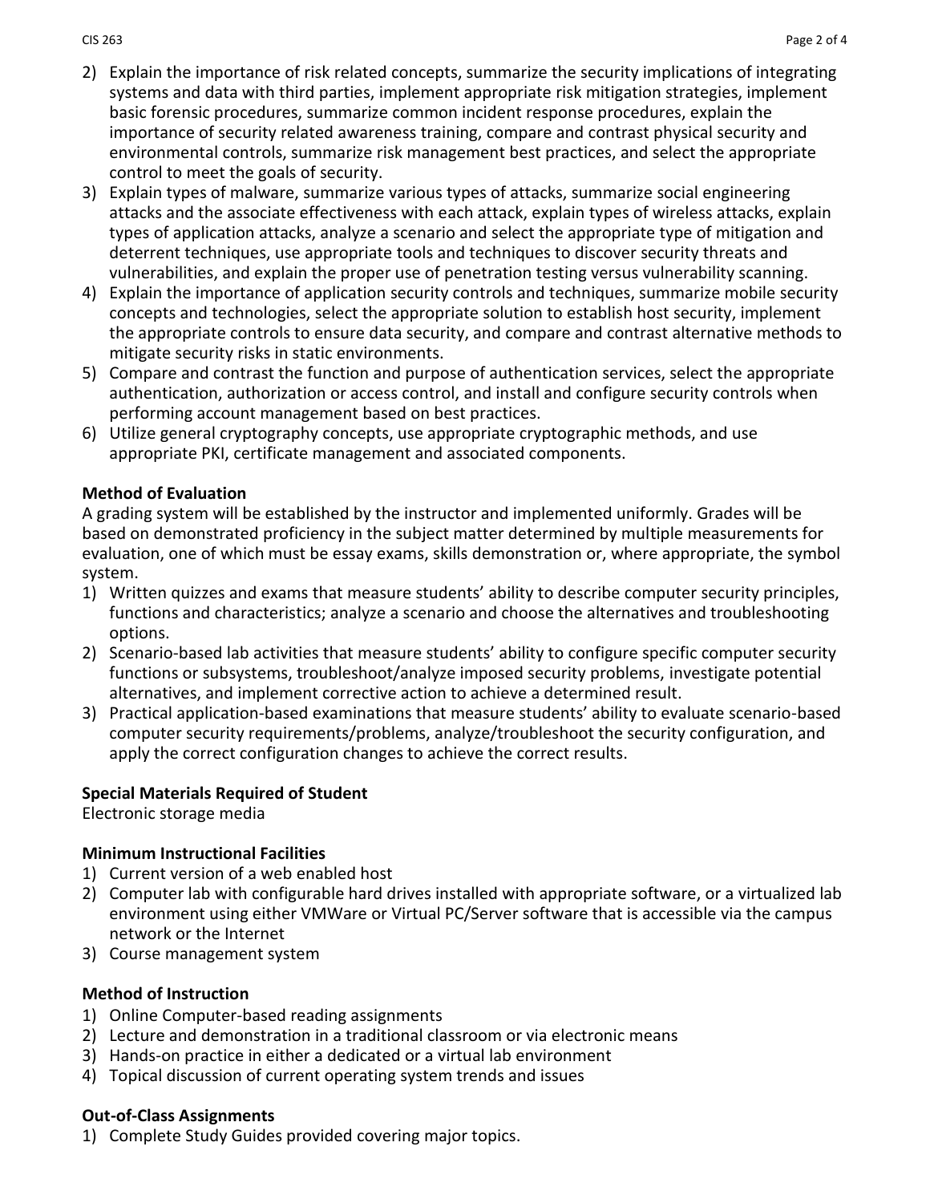2) Explain the importance of risk related concepts, summarize the security implications of integrating systems and data with third parties, implement appropriate risk mitigation strategies, implement basic forensic procedures, summarize common incident response procedures, explain the importance of security related awareness training, compare and contrast physical security and environmental controls, summarize risk management best practices, and select the appropriate control to meet the goals of security.
3) Explain types of malware, summarize various types of attacks, summarize social engineering attacks and the associate effectiveness with each attack, explain types of wireless attacks, explain types of application attacks, analyze a scenario and select the appropriate type of mitigation and deterrent techniques, use appropriate tools and techniques to discover security threats and vulnerabilities, and explain the proper use of penetration testing versus vulnerability scanning.
4) Explain the importance of application security controls and techniques, summarize mobile security concepts and technologies, select the appropriate solution to establish host security, implement the appropriate controls to ensure data security, and compare and contrast alternative methods to mitigate security risks in static environments.
5) Compare and contrast the function and purpose of authentication services, select the appropriate authentication, authorization or access control, and install and configure security controls when performing account management based on best practices.
6) Utilize general cryptography concepts, use appropriate cryptographic methods, and use appropriate PKI, certificate management and associated components.

**Method of Evaluation**

A grading system will be established by the instructor and implemented uniformly. Grades will be based on demonstrated proficiency in the subject matter determined by multiple measurements for evaluation, one of which must be essay exams, skills demonstration or, where appropriate, the symbol system.

1) Written quizzes and exams that measure students' ability to describe computer security principles, functions and characteristics; analyze a scenario and choose the alternatives and troubleshooting options.
2) Scenario-based lab activities that measure students' ability to configure specific computer security functions or subsystems, troubleshoot/analyze imposed security problems, investigate potential alternatives, and implement corrective action to achieve a determined result.
3) Practical application-based examinations that measure students' ability to evaluate scenario-based computer security requirements/problems, analyze/troubleshoot the security configuration, and apply the correct configuration changes to achieve the correct results.

**Special Materials Required of Student**

Electronic storage media

**Minimum Instructional Facilities**

1) Current version of a web enabled host
2) Computer lab with configurable hard drives installed with appropriate software, or a virtualized lab environment using either VMWare or Virtual PC/Server software that is accessible via the campus network or the Internet
3) Course management system

**Method of Instruction**

1) Online Computer-based reading assignments
2) Lecture and demonstration in a traditional classroom or via electronic means
3) Hands-on practice in either a dedicated or a virtual lab environment
4) Topical discussion of current operating system trends and issues

**Out-of-Class Assignments**

1) Complete Study Guides provided covering major topics.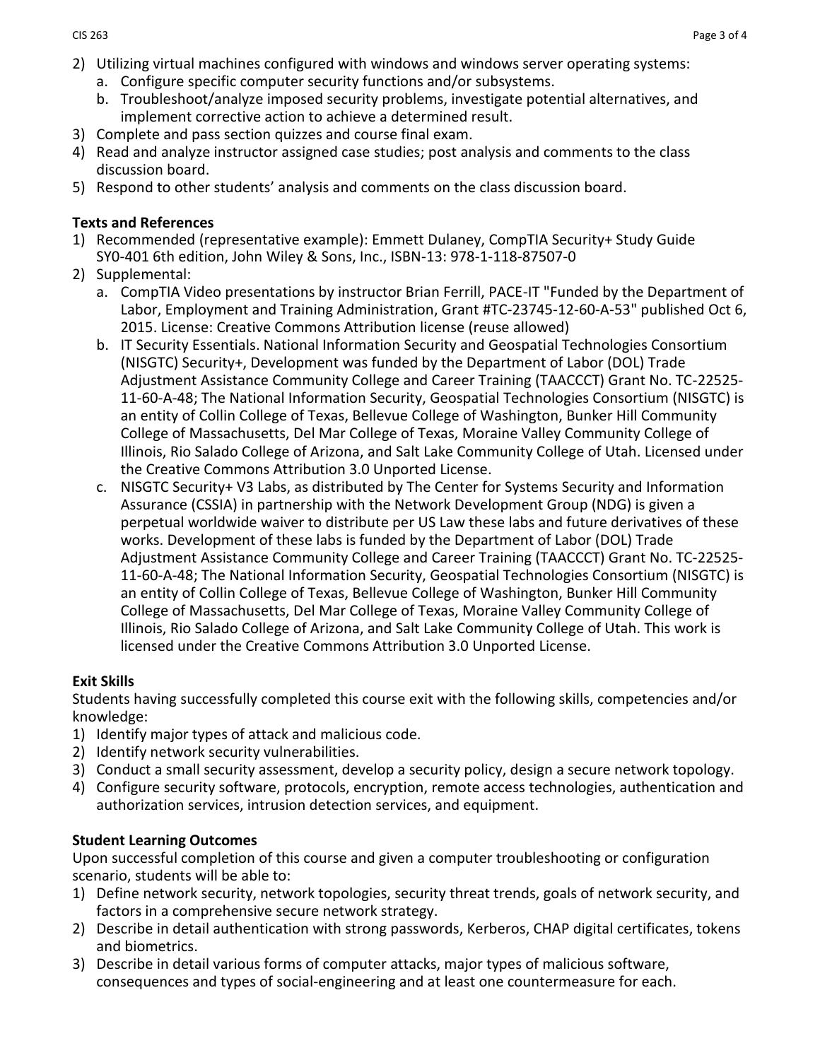2) Utilizing virtual machines configured with windows and windows server operating systems:
   a. Configure specific computer security functions and/or subsystems.
   b. Troubleshoot/analyze imposed security problems, investigate potential alternatives, and implement corrective action to achieve a determined result.
3) Complete and pass section quizzes and course final exam.
4) Read and analyze instructor assigned case studies; post analysis and comments to the class discussion board.
5) Respond to other students' analysis and comments on the class discussion board.

**Texts and References**

1) Recommended (representative example): Emmett Dulaney, CompTIA Security+ Study Guide SY0-401 6th edition, John Wiley & Sons, Inc., ISBN-13: 978-1-118-87507-0
2) Supplemental:
   a. CompTIA Video presentations by instructor Brian Ferrill, PACE-IT "Funded by the Department of Labor, Employment and Training Administration, Grant #TC-23745-12-60-A-53" published Oct 6, 2015. License: Creative Commons Attribution license (reuse allowed)
   b. IT Security Essentials. National Information Security and Geospatial Technologies Consortium (NISGTC) Security+, Development was funded by the Department of Labor (DOL) Trade Adjustment Assistance Community College and Career Training (TAACCCT) Grant No. TC-22525-11-60-A-48; The National Information Security, Geospatial Technologies Consortium (NISGTC) is an entity of Collin College of Texas, Bellevue College of Washington, Bunker Hill Community College of Massachusetts, Del Mar College of Texas, Moraine Valley Community College of Illinois, Rio Salado College of Arizona, and Salt Lake Community College of Utah. Licensed under the Creative Commons Attribution 3.0 Unported License.
   c. NISGTC Security+ V3 Labs, as distributed by The Center for Systems Security and Information Assurance (CSSIA) in partnership with the Network Development Group (NDG) is given a perpetual worldwide waiver to distribute per US Law these labs and future derivatives of these works. Development of these labs is funded by the Department of Labor (DOL) Trade Adjustment Assistance Community College and Career Training (TAACCCT) Grant No. TC-22525-11-60-A-48; The National Information Security, Geospatial Technologies Consortium (NISGTC) is an entity of Collin College of Texas, Bellevue College of Washington, Bunker Hill Community College of Massachusetts, Del Mar College of Texas, Moraine Valley Community College of Illinois, Rio Salado College of Arizona, and Salt Lake Community College of Utah. This work is licensed under the Creative Commons Attribution 3.0 Unported License.

**Exit Skills**

Students having successfully completed this course exit with the following skills, competencies and/or knowledge:

1) Identify major types of attack and malicious code.
2) Identify network security vulnerabilities.
3) Conduct a small security assessment, develop a security policy, design a secure network topology.
4) Configure security software, protocols, encryption, remote access technologies, authentication and authorization services, intrusion detection services, and equipment.

**Student Learning Outcomes**

Upon successful completion of this course and given a computer troubleshooting or configuration scenario, students will be able to:

1) Define network security, network topologies, security threat trends, goals of network security, and factors in a comprehensive secure network strategy.
2) Describe in detail authentication with strong passwords, Kerberos, CHAP digital certificates, tokens and biometrics.
3) Describe in detail various forms of computer attacks, major types of malicious software, consequences and types of social-engineering and at least one countermeasure for each.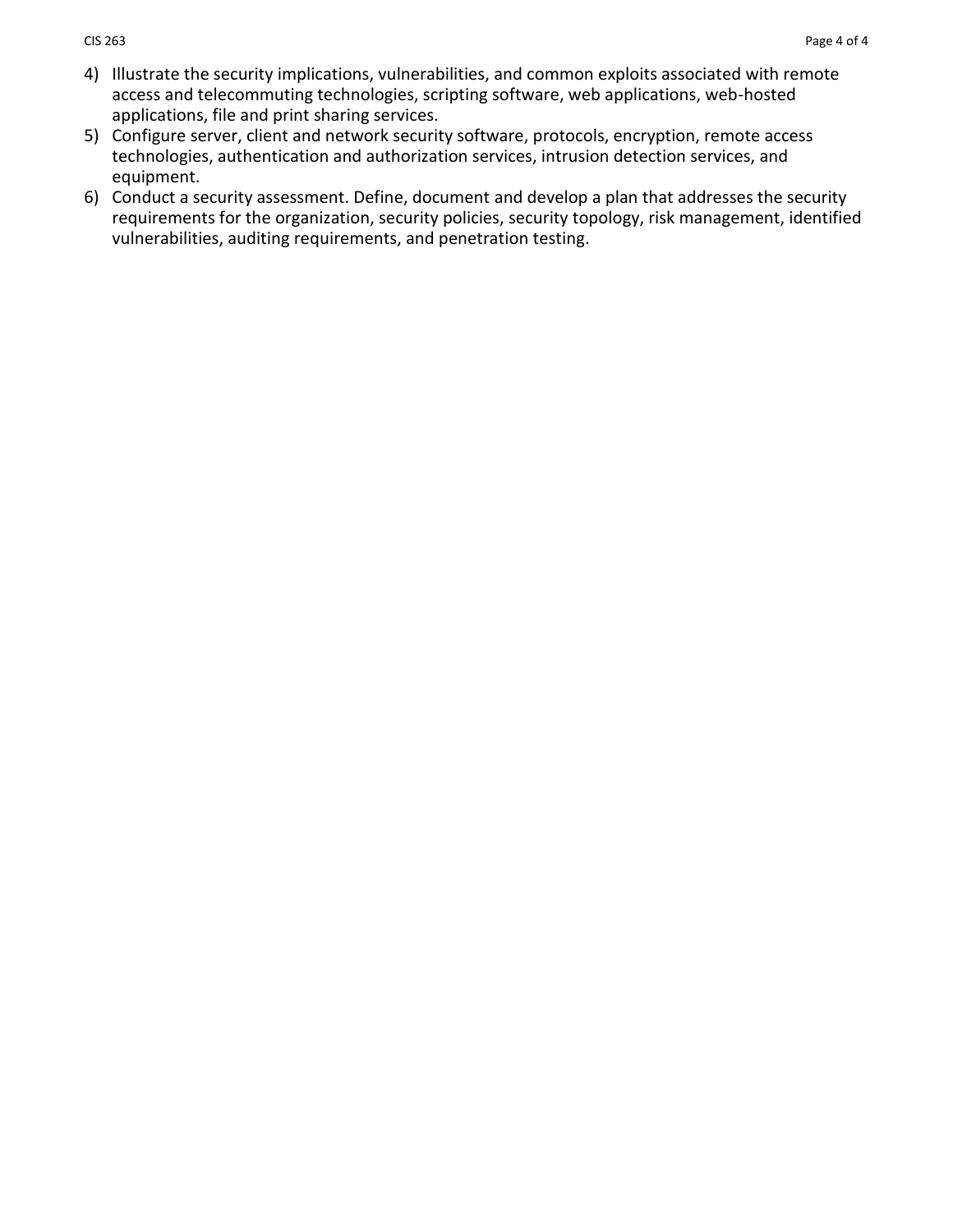4) Illustrate the security implications, vulnerabilities, and common exploits associated with remote access and telecommuting technologies, scripting software, web applications, web-hosted applications, file and print sharing services.
5) Configure server, client and network security software, protocols, encryption, remote access technologies, authentication and authorization services, intrusion detection services, and equipment.
6) Conduct a security assessment. Define, document and develop a plan that addresses the security requirements for the organization, security policies, security topology, risk management, identified vulnerabilities, auditing requirements, and penetration testing.